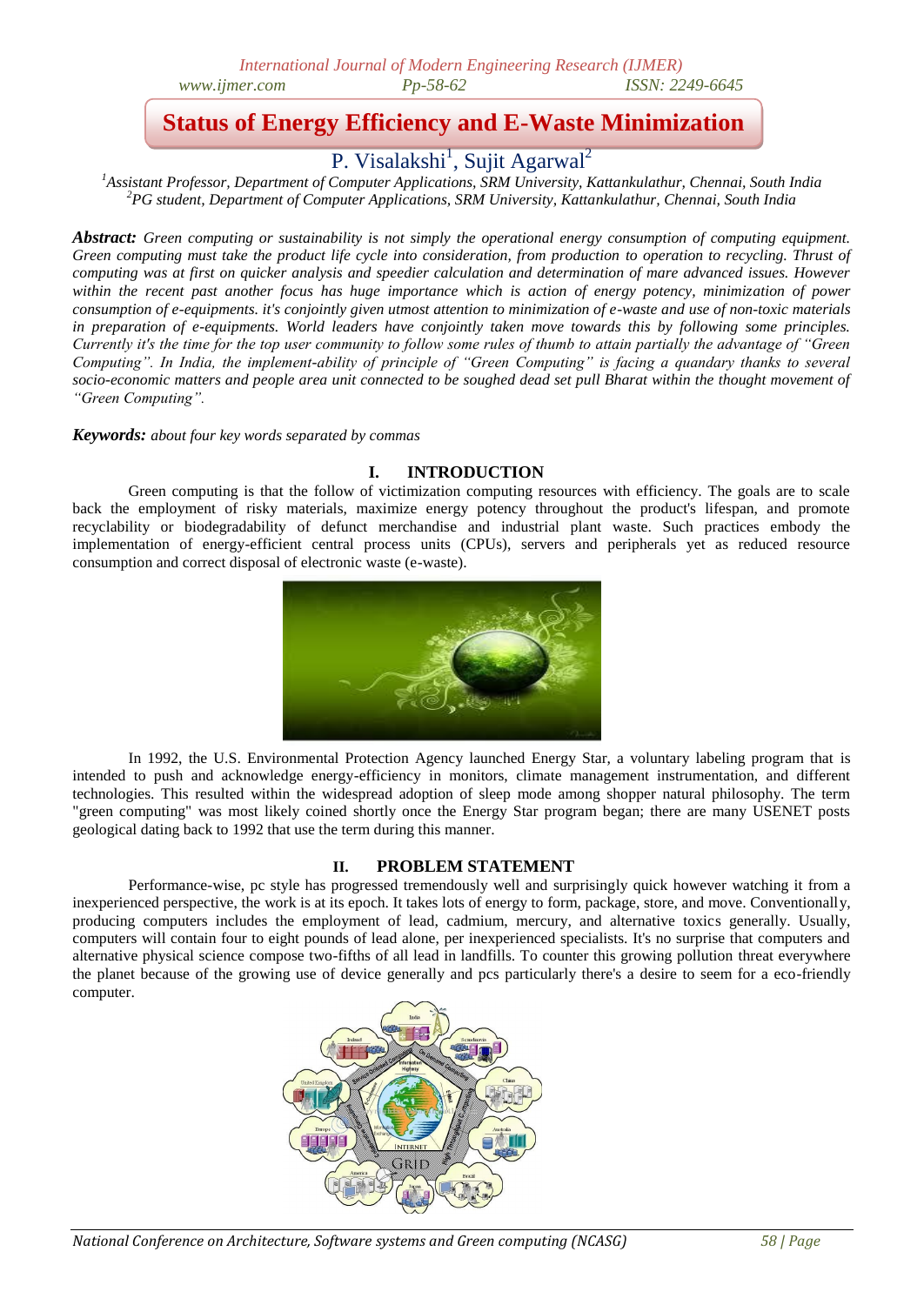# Status of Energy Efficiency and E-Waste Minimization

P. Visalakshi[1], Sujit Agarwal[2]

[1]Assistant Professor, Department of Computer Applications, SRM University, Kattankulathur, Chennai, South India
[2]PG student, Department of Computer Applications, SRM University, Kattankulathur, Chennai, South India

***Abstract:*** *Green computing or sustainability is not simply the operational energy consumption of computing equipment. Green computing must take the product life cycle into consideration, from production to operation to recycling. Thrust of computing was at first on quicker analysis and speedier calculation and determination of mare advanced issues. However within the recent past another focus has huge importance which is action of energy potency, minimization of power consumption of e-equipments. it's conjointly given utmost attention to minimization of e-waste and use of non-toxic materials in preparation of e-equipments. World leaders have conjointly taken move towards this by following some principles. Currently it's the time for the top user community to follow some rules of thumb to attain partially the advantage of "Green Computing". In India, the implement-ability of principle of "Green Computing" is facing a quandary thanks to several socio-economic matters and people area unit connected to be soughed dead set pull Bharat within the thought movement of "Green Computing".*

***Keywords:*** *about four key words separated by commas*

## I. INTRODUCTION

Green computing is that the follow of victimization computing resources with efficiency. The goals are to scale back the employment of risky materials, maximize energy potency throughout the product's lifespan, and promote recyclability or biodegradability of defunct merchandise and industrial plant waste. Such practices embody the implementation of energy-efficient central process units (CPUs), servers and peripherals yet as reduced resource consumption and correct disposal of electronic waste (e-waste).

In 1992, the U.S. Environmental Protection Agency launched Energy Star, a voluntary labeling program that is intended to push and acknowledge energy-efficiency in monitors, climate management instrumentation, and different technologies. This resulted within the widespread adoption of sleep mode among shopper natural philosophy. The term "green computing" was most likely coined shortly once the Energy Star program began; there are many USENET posts geological dating back to 1992 that use the term during this manner.

## II. PROBLEM STATEMENT

Performance-wise, pc style has progressed tremendously well and surprisingly quick however watching it from a inexperienced perspective, the work is at its epoch. It takes lots of energy to form, package, store, and move. Conventionally, producing computers includes the employment of lead, cadmium, mercury, and alternative toxics generally. Usually, computers will contain four to eight pounds of lead alone, per inexperienced specialists. It's no surprise that computers and alternative physical science compose two-fifths of all lead in landfills. To counter this growing pollution threat everywhere the planet because of the growing use of device generally and pcs particularly there's a desire to seem for a eco-friendly computer.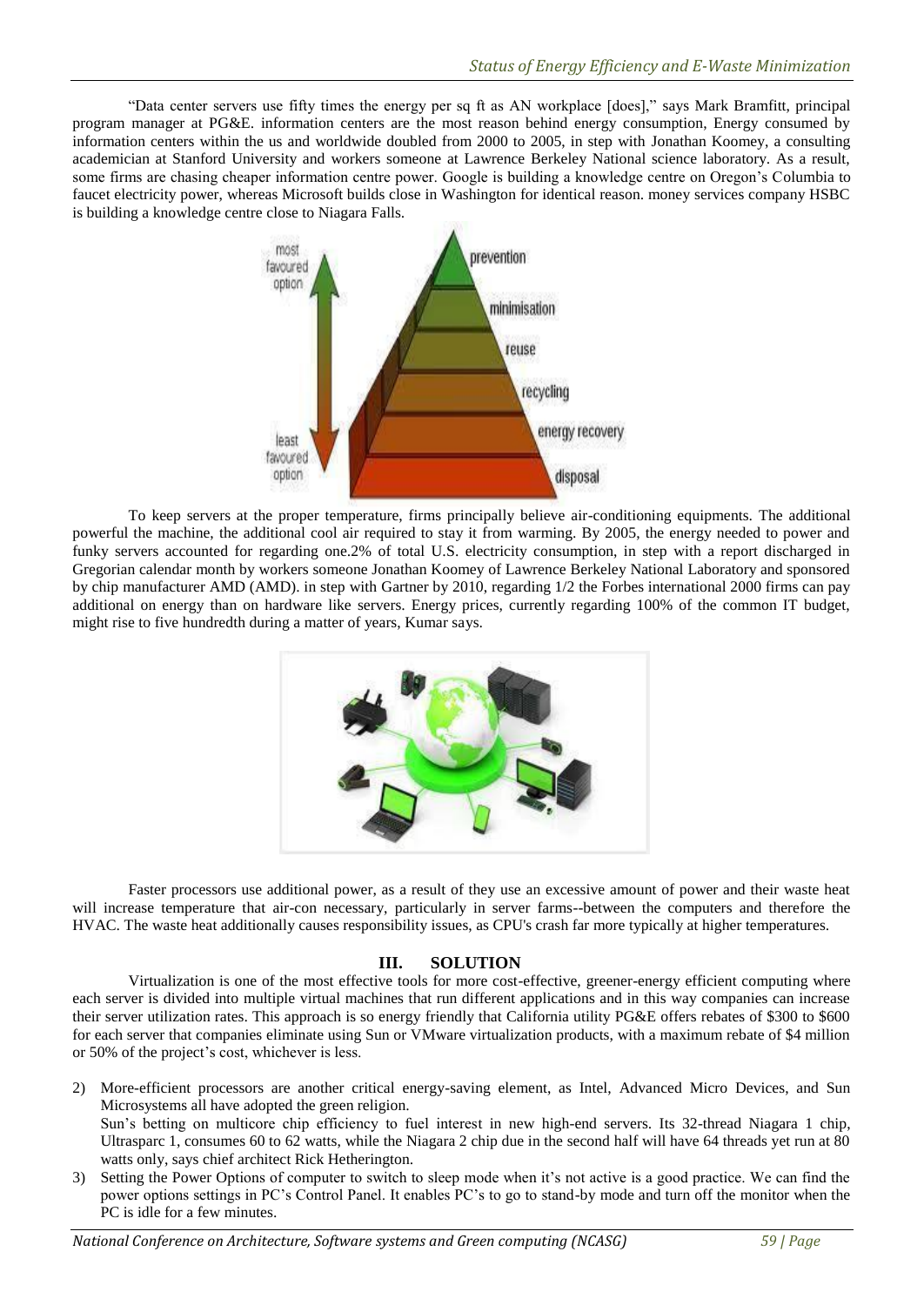"Data center servers use fifty times the energy per sq ft as AN workplace [does]," says Mark Bramfitt, principal program manager at PG&E. information centers are the most reason behind energy consumption, Energy consumed by information centers within the us and worldwide doubled from 2000 to 2005, in step with Jonathan Koomey, a consulting academician at Stanford University and workers someone at Lawrence Berkeley National science laboratory. As a result, some firms are chasing cheaper information centre power. Google is building a knowledge centre on Oregon's Columbia to faucet electricity power, whereas Microsoft builds close in Washington for identical reason. money services company HSBC is building a knowledge centre close to Niagara Falls.

To keep servers at the proper temperature, firms principally believe air-conditioning equipments. The additional powerful the machine, the additional cool air required to stay it from warming. By 2005, the energy needed to power and funky servers accounted for regarding one.2% of total U.S. electricity consumption, in step with a report discharged in Gregorian calendar month by workers someone Jonathan Koomey of Lawrence Berkeley National Laboratory and sponsored by chip manufacturer AMD (AMD). in step with Gartner by 2010, regarding 1/2 the Forbes international 2000 firms can pay additional on energy than on hardware like servers. Energy prices, currently regarding 100% of the common IT budget, might rise to five hundredth during a matter of years, Kumar says.

Faster processors use additional power, as a result of they use an excessive amount of power and their waste heat will increase temperature that air-con necessary, particularly in server farms--between the computers and therefore the HVAC. The waste heat additionally causes responsibility issues, as CPU's crash far more typically at higher temperatures.

## III. SOLUTION

Virtualization is one of the most effective tools for more cost-effective, greener-energy efficient computing where each server is divided into multiple virtual machines that run different applications and in this way companies can increase their server utilization rates. This approach is so energy friendly that California utility PG&E offers rebates of $300 to $600 for each server that companies eliminate using Sun or VMware virtualization products, with a maximum rebate of $4 million or 50% of the project's cost, whichever is less.

2) More-efficient processors are another critical energy-saving element, as Intel, Advanced Micro Devices, and Sun Microsystems all have adopted the green religion.
   Sun's betting on multicore chip efficiency to fuel interest in new high-end servers. Its 32-thread Niagara 1 chip, Ultrasparc 1, consumes 60 to 62 watts, while the Niagara 2 chip due in the second half will have 64 threads yet run at 80 watts only, says chief architect Rick Hetherington.
3) Setting the Power Options of computer to switch to sleep mode when it's not active is a good practice. We can find the power options settings in PC's Control Panel. It enables PC's to go to stand-by mode and turn off the monitor when the PC is idle for a few minutes.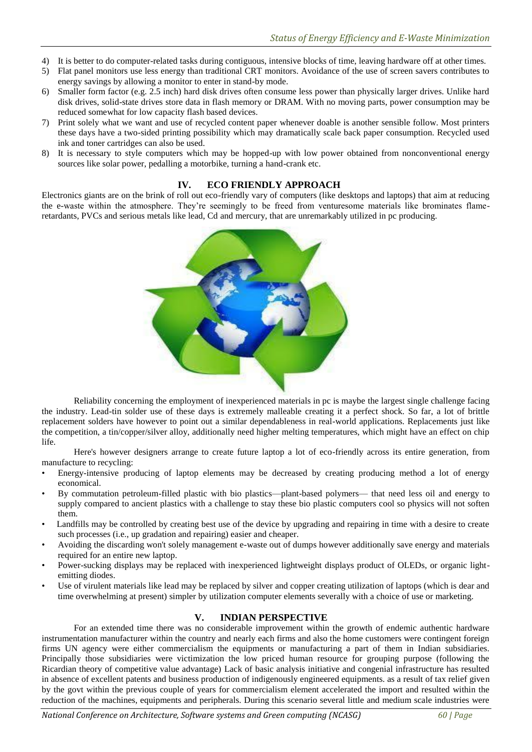4) It is better to do computer-related tasks during contiguous, intensive blocks of time, leaving hardware off at other times.
5) Flat panel monitors use less energy than traditional CRT monitors. Avoidance of the use of screen savers contributes to energy savings by allowing a monitor to enter in stand-by mode.
6) Smaller form factor (e.g. 2.5 inch) hard disk drives often consume less power than physically larger drives. Unlike hard disk drives, solid-state drives store data in flash memory or DRAM. With no moving parts, power consumption may be reduced somewhat for low capacity flash based devices.
7) Print solely what we want and use of recycled content paper whenever doable is another sensible follow. Most printers these days have a two-sided printing possibility which may dramatically scale back paper consumption. Recycled used ink and toner cartridges can also be used.
8) It is necessary to style computers which may be hopped-up with low power obtained from nonconventional energy sources like solar power, pedalling a motorbike, turning a hand-crank etc.

## IV. ECO FRIENDLY APPROACH

Electronics giants are on the brink of roll out eco-friendly vary of computers (like desktops and laptops) that aim at reducing the e-waste within the atmosphere. They're seemingly to be freed from venturesome materials like brominates flame-retardants, PVCs and serious metals like lead, Cd and mercury, that are unremarkably utilized in pc producing.

Reliability concerning the employment of inexperienced materials in pc is maybe the largest single challenge facing the industry. Lead-tin solder use of these days is extremely malleable creating it a perfect shock. So far, a lot of brittle replacement solders have however to point out a similar dependableness in real-world applications. Replacements just like the competition, a tin/copper/silver alloy, additionally need higher melting temperatures, which might have an effect on chip life.

Here's however designers arrange to create future laptop a lot of eco-friendly across its entire generation, from manufacture to recycling:

- Energy-intensive producing of laptop elements may be decreased by creating producing method a lot of energy economical.
- By commutation petroleum-filled plastic with bio plastics—plant-based polymers— that need less oil and energy to supply compared to ancient plastics with a challenge to stay these bio plastic computers cool so physics will not soften them.
- Landfills may be controlled by creating best use of the device by upgrading and repairing in time with a desire to create such processes (i.e., up gradation and repairing) easier and cheaper.
- Avoiding the discarding won't solely management e-waste out of dumps however additionally save energy and materials required for an entire new laptop.
- Power-sucking displays may be replaced with inexperienced lightweight displays product of OLEDs, or organic light-emitting diodes.
- Use of virulent materials like lead may be replaced by silver and copper creating utilization of laptops (which is dear and time overwhelming at present) simpler by utilization computer elements severally with a choice of use or marketing.

## V. INDIAN PERSPECTIVE

For an extended time there was no considerable improvement within the growth of endemic authentic hardware instrumentation manufacturer within the country and nearly each firms and also the home customers were contingent foreign firms UN agency were either commercialism the equipments or manufacturing a part of them in Indian subsidiaries. Principally those subsidiaries were victimization the low priced human resource for grouping purpose (following the Ricardian theory of competitive value advantage) Lack of basic analysis initiative and congenial infrastructure has resulted in absence of excellent patents and business production of indigenously engineered equipments. as a result of tax relief given by the govt within the previous couple of years for commercialism element accelerated the import and resulted within the reduction of the machines, equipments and peripherals. During this scenario several little and medium scale industries were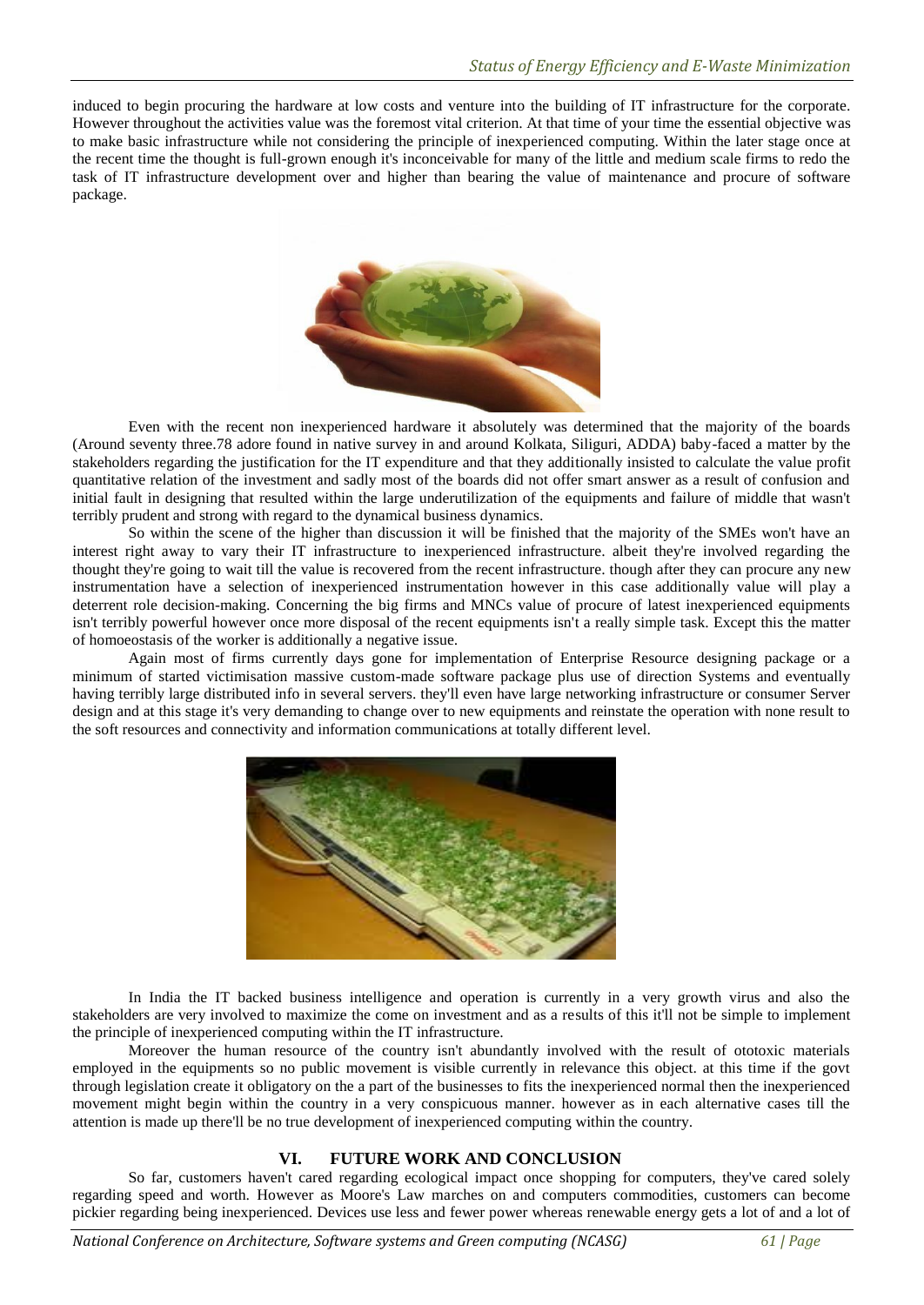induced to begin procuring the hardware at low costs and venture into the building of IT infrastructure for the corporate. However throughout the activities value was the foremost vital criterion. At that time of your time the essential objective was to make basic infrastructure while not considering the principle of inexperienced computing. Within the later stage once at the recent time the thought is full-grown enough it's inconceivable for many of the little and medium scale firms to redo the task of IT infrastructure development over and higher than bearing the value of maintenance and procure of software package.

Even with the recent non inexperienced hardware it absolutely was determined that the majority of the boards (Around seventy three.78 adore found in native survey in and around Kolkata, Siliguri, ADDA) baby-faced a matter by the stakeholders regarding the justification for the IT expenditure and that they additionally insisted to calculate the value profit quantitative relation of the investment and sadly most of the boards did not offer smart answer as a result of confusion and initial fault in designing that resulted within the large underutilization of the equipments and failure of middle that wasn't terribly prudent and strong with regard to the dynamical business dynamics.

So within the scene of the higher than discussion it will be finished that the majority of the SMEs won't have an interest right away to vary their IT infrastructure to inexperienced infrastructure. albeit they're involved regarding the thought they're going to wait till the value is recovered from the recent infrastructure. though after they can procure any new instrumentation have a selection of inexperienced instrumentation however in this case additionally value will play a deterrent role decision-making. Concerning the big firms and MNCs value of procure of latest inexperienced equipments isn't terribly powerful however once more disposal of the recent equipments isn't a really simple task. Except this the matter of homoeostasis of the worker is additionally a negative issue.

Again most of firms currently days gone for implementation of Enterprise Resource designing package or a minimum of started victimisation massive custom-made software package plus use of direction Systems and eventually having terribly large distributed info in several servers. they'll even have large networking infrastructure or consumer Server design and at this stage it's very demanding to change over to new equipments and reinstate the operation with none result to the soft resources and connectivity and information communications at totally different level.

In India the IT backed business intelligence and operation is currently in a very growth virus and also the stakeholders are very involved to maximize the come on investment and as a results of this it'll not be simple to implement the principle of inexperienced computing within the IT infrastructure.

Moreover the human resource of the country isn't abundantly involved with the result of ototoxic materials employed in the equipments so no public movement is visible currently in relevance this object. at this time if the govt through legislation create it obligatory on the a part of the businesses to fits the inexperienced normal then the inexperienced movement might begin within the country in a very conspicuous manner. however as in each alternative cases till the attention is made up there'll be no true development of inexperienced computing within the country.

## VI. FUTURE WORK AND CONCLUSION

So far, customers haven't cared regarding ecological impact once shopping for computers, they've cared solely regarding speed and worth. However as Moore's Law marches on and computers commodities, customers can become pickier regarding being inexperienced. Devices use less and fewer power whereas renewable energy gets a lot of and a lot of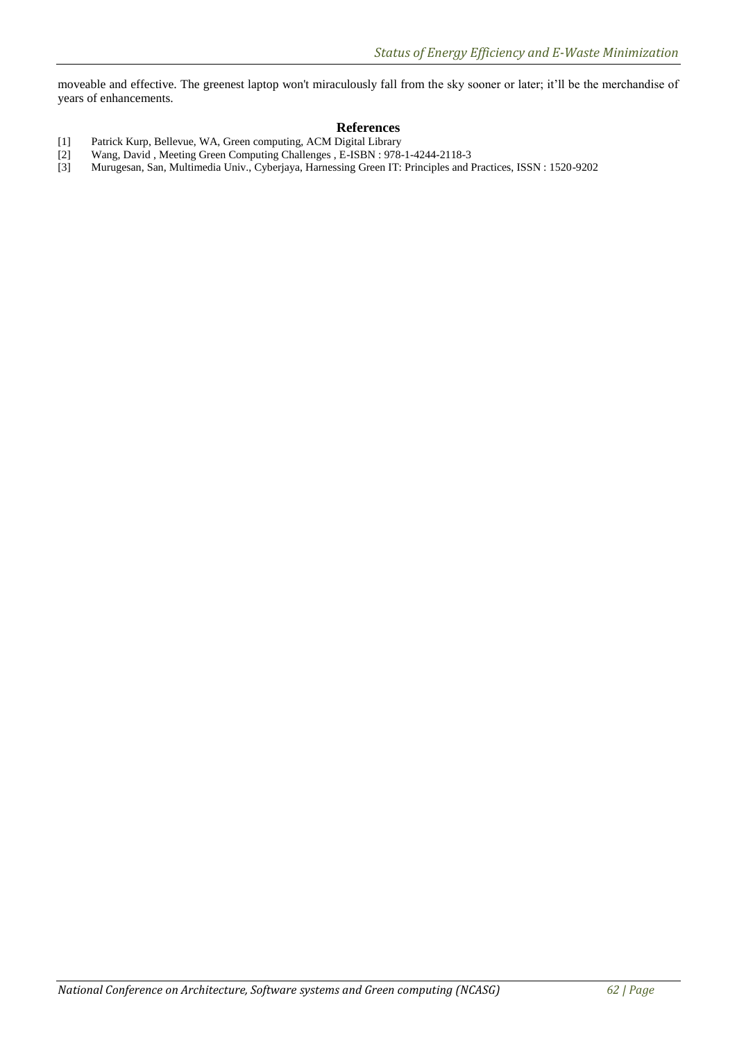moveable and effective. The greenest laptop won't miraculously fall from the sky sooner or later; it'll be the merchandise of years of enhancements.

## References

[1] Patrick Kurp, Bellevue, WA, Green computing, ACM Digital Library
[2] Wang, David , Meeting Green Computing Challenges , E-ISBN : 978-1-4244-2118-3
[3] Murugesan, San, Multimedia Univ., Cyberjaya, Harnessing Green IT: Principles and Practices, ISSN : 1520-9202